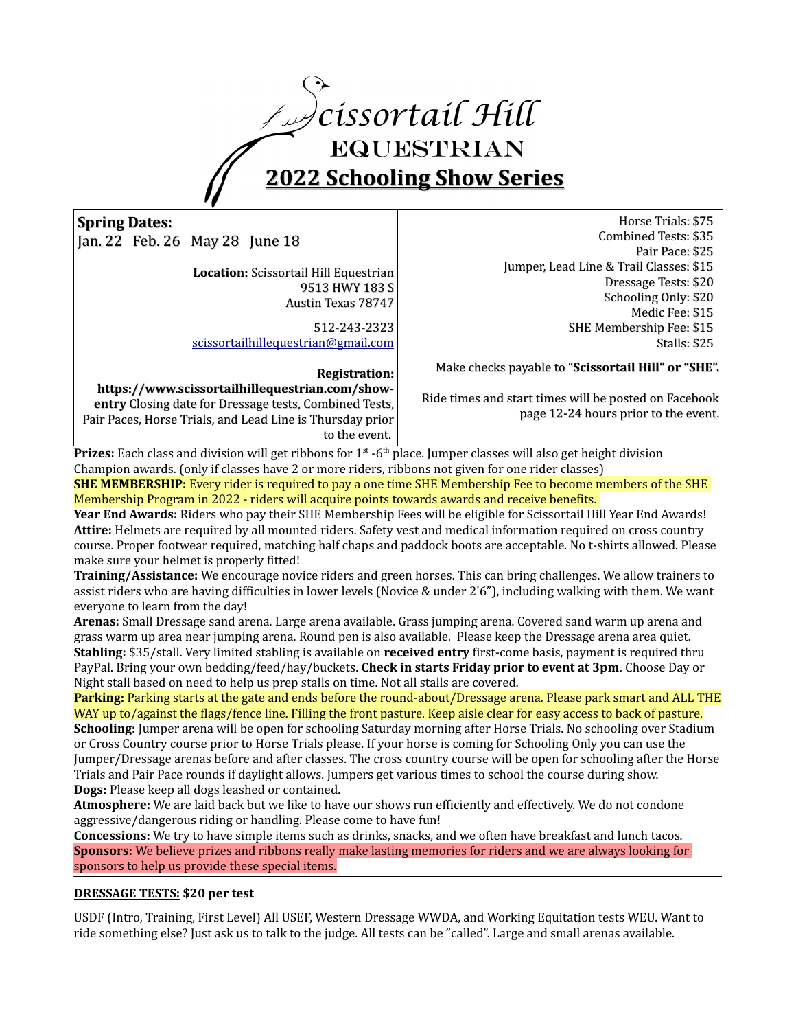# Scissortail Hill
## EQUESTRIAN
## 2022 Schooling Show Series

**Spring Dates:**
Jan. 22 Feb. 26 May 28 June 18

**Location:** Scissortail Hill Equestrian
9513 HWY 183 S
Austin Texas 78747

512-243-2323
scissortailhillequestrian@gmail.com

**Registration: https://www.scissortailhillequestrian.com/show-entry** Closing date for Dressage tests, Combined Tests, Pair Paces, Horse Trials, and Lead Line is Thursday prior to the event.

Horse Trials: $75
Combined Tests: $35
Pair Pace: $25
Jumper, Lead Line & Trail Classes: $15
Dressage Tests: $20
Schooling Only: $20
Medic Fee: $15
SHE Membership Fee: $15
Stalls: $25

Make checks payable to "**Scissortail Hill" or "SHE".**

Ride times and start times will be posted on Facebook page 12-24 hours prior to the event.

**Prizes:** Each class and division will get ribbons for 1st -6th place. Jumper classes will also get height division Champion awards. (only if classes have 2 or more riders, ribbons not given for one rider classes)

**SHE MEMBERSHIP:** Every rider is required to pay a one time SHE Membership Fee to become members of the SHE Membership Program in 2022 - riders will acquire points towards awards and receive benefits.

**Year End Awards:** Riders who pay their SHE Membership Fees will be eligible for Scissortail Hill Year End Awards!

**Attire:** Helmets are required by all mounted riders. Safety vest and medical information required on cross country course. Proper footwear required, matching half chaps and paddock boots are acceptable. No t-shirts allowed. Please make sure your helmet is properly fitted!

**Training/Assistance:** We encourage novice riders and green horses. This can bring challenges. We allow trainers to assist riders who are having difficulties in lower levels (Novice & under 2'6"), including walking with them. We want everyone to learn from the day!

**Arenas:** Small Dressage sand arena. Large arena available. Grass jumping arena. Covered sand warm up arena and grass warm up area near jumping arena. Round pen is also available. Please keep the Dressage arena area quiet.

**Stabling:** $35/stall. Very limited stabling is available on **received entry** first-come basis, payment is required thru PayPal. Bring your own bedding/feed/hay/buckets. **Check in starts Friday prior to event at 3pm.** Choose Day or Night stall based on need to help us prep stalls on time. Not all stalls are covered.

**Parking:** Parking starts at the gate and ends before the round-about/Dressage arena. Please park smart and ALL THE WAY up to/against the flags/fence line. Filling the front pasture. Keep aisle clear for easy access to back of pasture.

**Schooling:** Jumper arena will be open for schooling Saturday morning after Horse Trials. No schooling over Stadium or Cross Country course prior to Horse Trials please. If your horse is coming for Schooling Only you can use the Jumper/Dressage arenas before and after classes. The cross country course will be open for schooling after the Horse Trials and Pair Pace rounds if daylight allows. Jumpers get various times to school the course during show.

**Dogs:** Please keep all dogs leashed or contained.

**Atmosphere:** We are laid back but we like to have our shows run efficiently and effectively. We do not condone aggressive/dangerous riding or handling. Please come to have fun!

**Concessions:** We try to have simple items such as drinks, snacks, and we often have breakfast and lunch tacos.

**Sponsors:** We believe prizes and ribbons really make lasting memories for riders and we are always looking for sponsors to help us provide these special items.

---

**DRESSAGE TESTS: $20 per test**

USDF (Intro, Training, First Level) All USEF, Western Dressage WWDA, and Working Equitation tests WEU. Want to ride something else? Just ask us to talk to the judge. All tests can be "called". Large and small arenas available.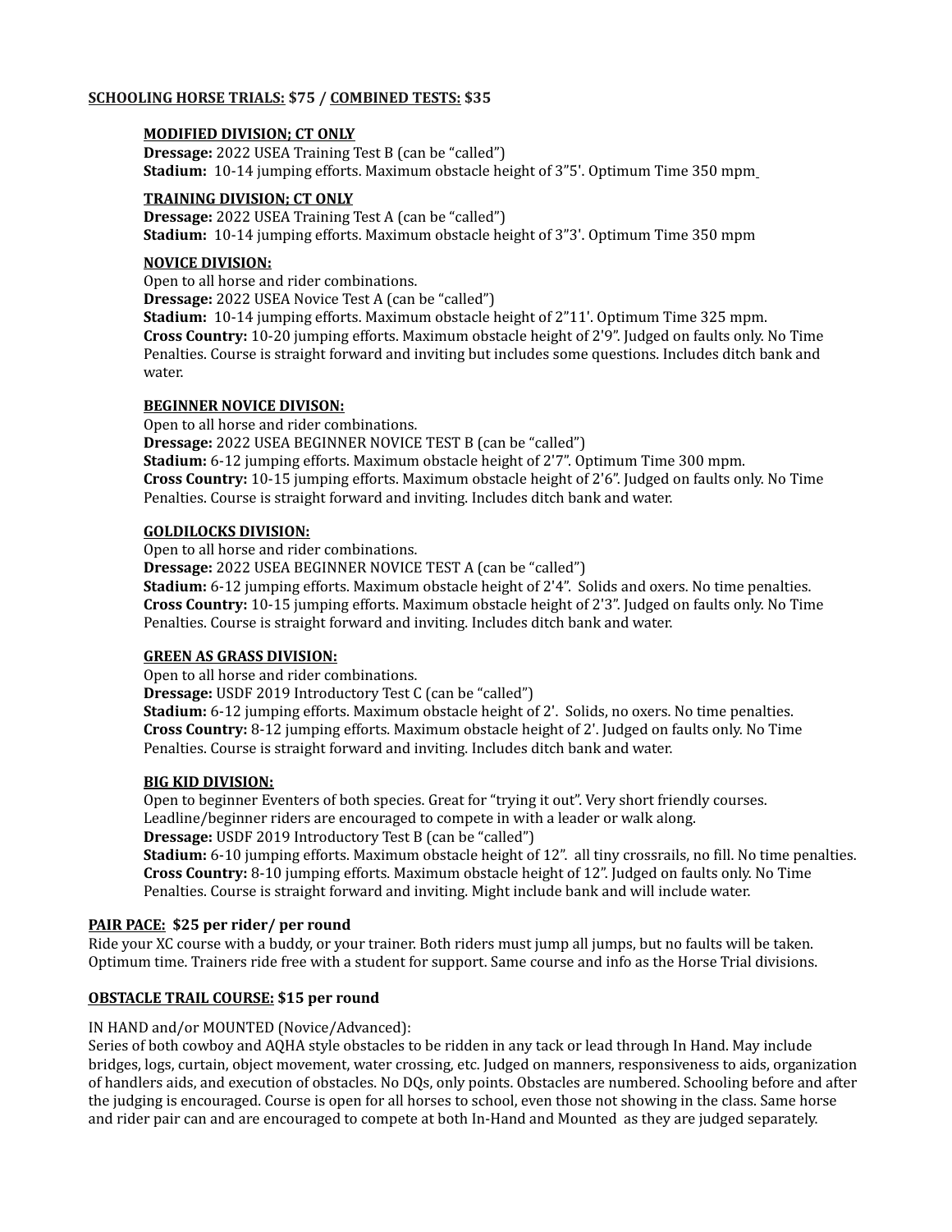**SCHOOLING HORSE TRIALS: $75 / COMBINED TESTS: $35**

**MODIFIED DIVISION; CT ONLY**
**Dressage:** 2022 USEA Training Test B (can be "called")
**Stadium:** 10-14 jumping efforts. Maximum obstacle height of 3"5'. Optimum Time 350 mpm

**TRAINING DIVISION; CT ONLY**
**Dressage:** 2022 USEA Training Test A (can be "called")
**Stadium:** 10-14 jumping efforts. Maximum obstacle height of 3"3'. Optimum Time 350 mpm

**NOVICE DIVISION:**
Open to all horse and rider combinations.
**Dressage:** 2022 USEA Novice Test A (can be "called")
**Stadium:** 10-14 jumping efforts. Maximum obstacle height of 2"11'. Optimum Time 325 mpm.
**Cross Country:** 10-20 jumping efforts. Maximum obstacle height of 2'9". Judged on faults only. No Time Penalties. Course is straight forward and inviting but includes some questions. Includes ditch bank and water.

**BEGINNER NOVICE DIVISON:**
Open to all horse and rider combinations.
**Dressage:** 2022 USEA BEGINNER NOVICE TEST B (can be "called")
**Stadium:** 6-12 jumping efforts. Maximum obstacle height of 2'7". Optimum Time 300 mpm.
**Cross Country:** 10-15 jumping efforts. Maximum obstacle height of 2'6". Judged on faults only. No Time Penalties. Course is straight forward and inviting. Includes ditch bank and water.

**GOLDILOCKS DIVISION:**
Open to all horse and rider combinations.
**Dressage:** 2022 USEA BEGINNER NOVICE TEST A (can be "called")
**Stadium:** 6-12 jumping efforts. Maximum obstacle height of 2'4". Solids and oxers. No time penalties.
**Cross Country:** 10-15 jumping efforts. Maximum obstacle height of 2'3". Judged on faults only. No Time Penalties. Course is straight forward and inviting. Includes ditch bank and water.

**GREEN AS GRASS DIVISION:**
Open to all horse and rider combinations.
**Dressage:** USDF 2019 Introductory Test C (can be "called")
**Stadium:** 6-12 jumping efforts. Maximum obstacle height of 2'. Solids, no oxers. No time penalties.
**Cross Country:** 8-12 jumping efforts. Maximum obstacle height of 2'. Judged on faults only. No Time Penalties. Course is straight forward and inviting. Includes ditch bank and water.

**BIG KID DIVISION:**
Open to beginner Eventers of both species. Great for "trying it out". Very short friendly courses. Leadline/beginner riders are encouraged to compete in with a leader or walk along.
**Dressage:** USDF 2019 Introductory Test B (can be "called")
**Stadium:** 6-10 jumping efforts. Maximum obstacle height of 12". all tiny crossrails, no fill. No time penalties.
**Cross Country:** 8-10 jumping efforts. Maximum obstacle height of 12". Judged on faults only. No Time Penalties. Course is straight forward and inviting. Might include bank and will include water.

**PAIR PACE: $25 per rider/ per round**
Ride your XC course with a buddy, or your trainer. Both riders must jump all jumps, but no faults will be taken. Optimum time. Trainers ride free with a student for support. Same course and info as the Horse Trial divisions.

**OBSTACLE TRAIL COURSE: $15 per round**

IN HAND and/or MOUNTED (Novice/Advanced):
Series of both cowboy and AQHA style obstacles to be ridden in any tack or lead through In Hand. May include bridges, logs, curtain, object movement, water crossing, etc. Judged on manners, responsiveness to aids, organization of handlers aids, and execution of obstacles. No DQs, only points. Obstacles are numbered. Schooling before and after the judging is encouraged. Course is open for all horses to school, even those not showing in the class. Same horse and rider pair can and are encouraged to compete at both In-Hand and Mounted as they are judged separately.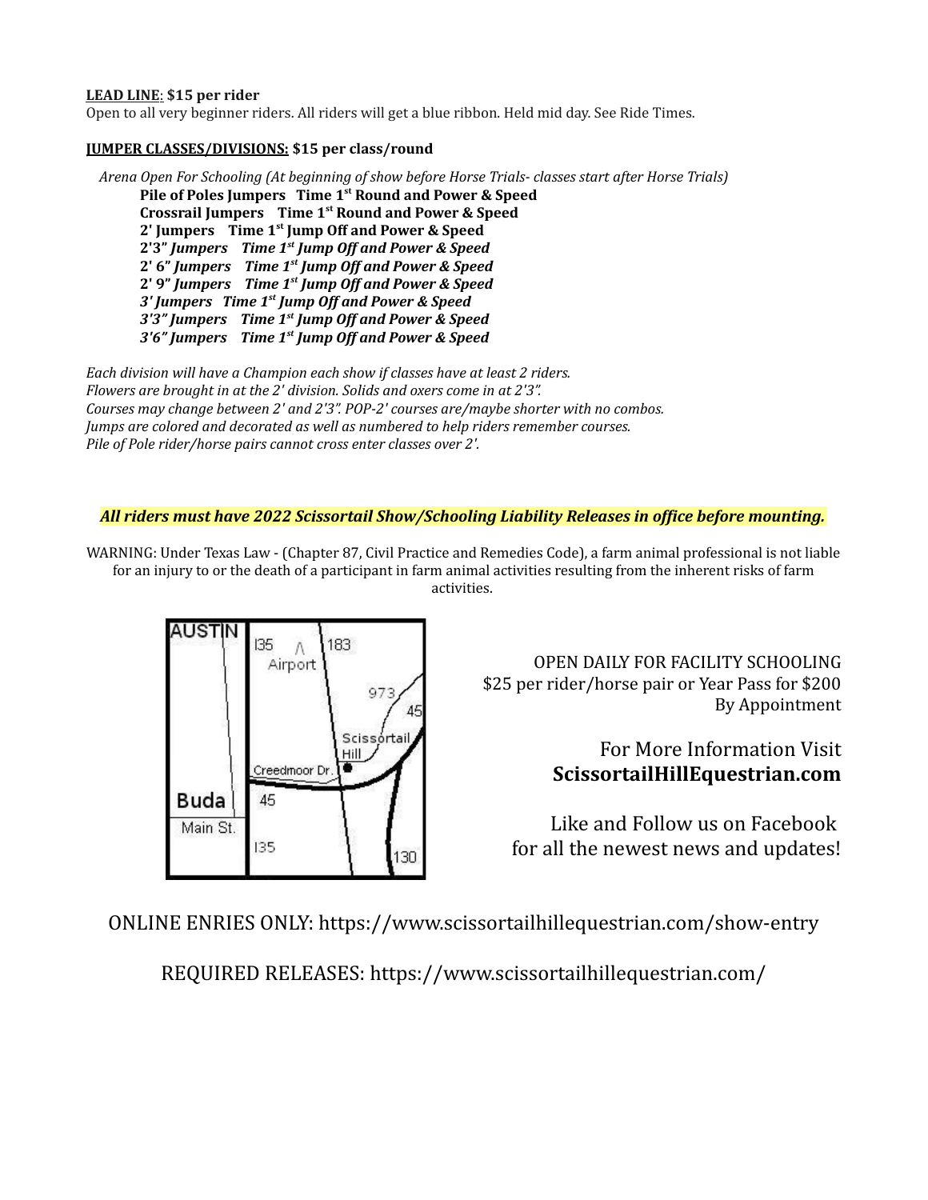**LEAD LINE**: **$15 per rider**
Open to all very beginner riders. All riders will get a blue ribbon. Held mid day. See Ride Times.

**JUMPER CLASSES/DIVISIONS:** **$15 per class/round**

*Arena Open For Schooling (At beginning of show before Horse Trials- classes start after Horse Trials)*

**Pile of Poles Jumpers Time 1st Round and Power & Speed**
**Crossrail Jumpers Time 1st Round and Power & Speed**
**2' Jumpers Time 1st Jump Off and Power & Speed**
***2'3" Jumpers Time 1st Jump Off and Power & Speed***
***2' 6" Jumpers Time 1st Jump Off and Power & Speed***
***2' 9" Jumpers Time 1st Jump Off and Power & Speed***
***3' Jumpers Time 1st Jump Off and Power & Speed***
***3'3" Jumpers Time 1st Jump Off and Power & Speed***
***3'6" Jumpers Time 1st Jump Off and Power & Speed***

*Each division will have a Champion each show if classes have at least 2 riders.*
*Flowers are brought in at the 2' division. Solids and oxers come in at 2'3".*
*Courses may change between 2' and 2'3". POP-2' courses are/maybe shorter with no combos.*
*Jumps are colored and decorated as well as numbered to help riders remember courses.*
*Pile of Pole rider/horse pairs cannot cross enter classes over 2'.*

***All riders must have 2022 Scissortail Show/Schooling Liability Releases in office before mounting.***

WARNING: Under Texas Law - (Chapter 87, Civil Practice and Remedies Code), a farm animal professional is not liable for an injury to or the death of a participant in farm animal activities resulting from the inherent risks of farm activities.

AUSTIN
I35
Airport
183
973
45
Scissortail Hill
Creedmoor Dr.
Buda
45
Main St.
I35
130

OPEN DAILY FOR FACILITY SCHOOLING
$25 per rider/horse pair or Year Pass for $200
By Appointment

For More Information Visit
**ScissortailHillEquestrian.com**

Like and Follow us on Facebook
for all the newest news and updates!

ONLINE ENRIES ONLY: https://www.scissortailhillequestrian.com/show-entry

REQUIRED RELEASES: https://www.scissortailhillequestrian.com/